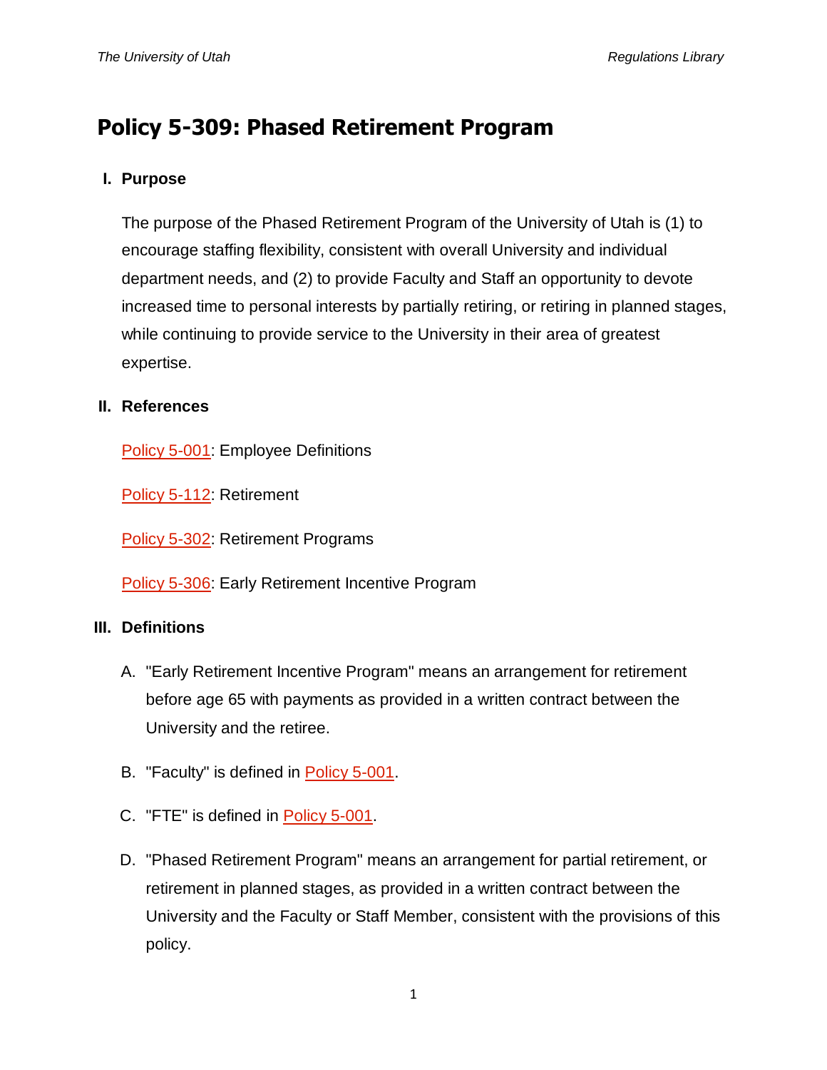# Policy 5-309: Phased Retirement Program

## I. Purpose

The purpose of the Phased Retirement Program of the University of Utah is (1) to encourage staffing flexibility, consistent with overall University and individual department needs, and (2) to provide Faculty and Staff an opportunity to devote increased time to personal interests by partially retiring, or retiring in planned stages, while continuing to provide service to the University in their area of greatest expertise.

## II. References

Policy 5-001: Employee Definitions

Policy 5-112: Retirement

Policy 5-302: Retirement Programs

Policy 5-306: Early Retirement Incentive Program

## III. Definitions

A. "Early Retirement Incentive Program" means an arrangement for retirement before age 65 with payments as provided in a written contract between the University and the retiree.

B. "Faculty" is defined in Policy 5-001.

C. "FTE" is defined in Policy 5-001.

D. "Phased Retirement Program" means an arrangement for partial retirement, or retirement in planned stages, as provided in a written contract between the University and the Faculty or Staff Member, consistent with the provisions of this policy.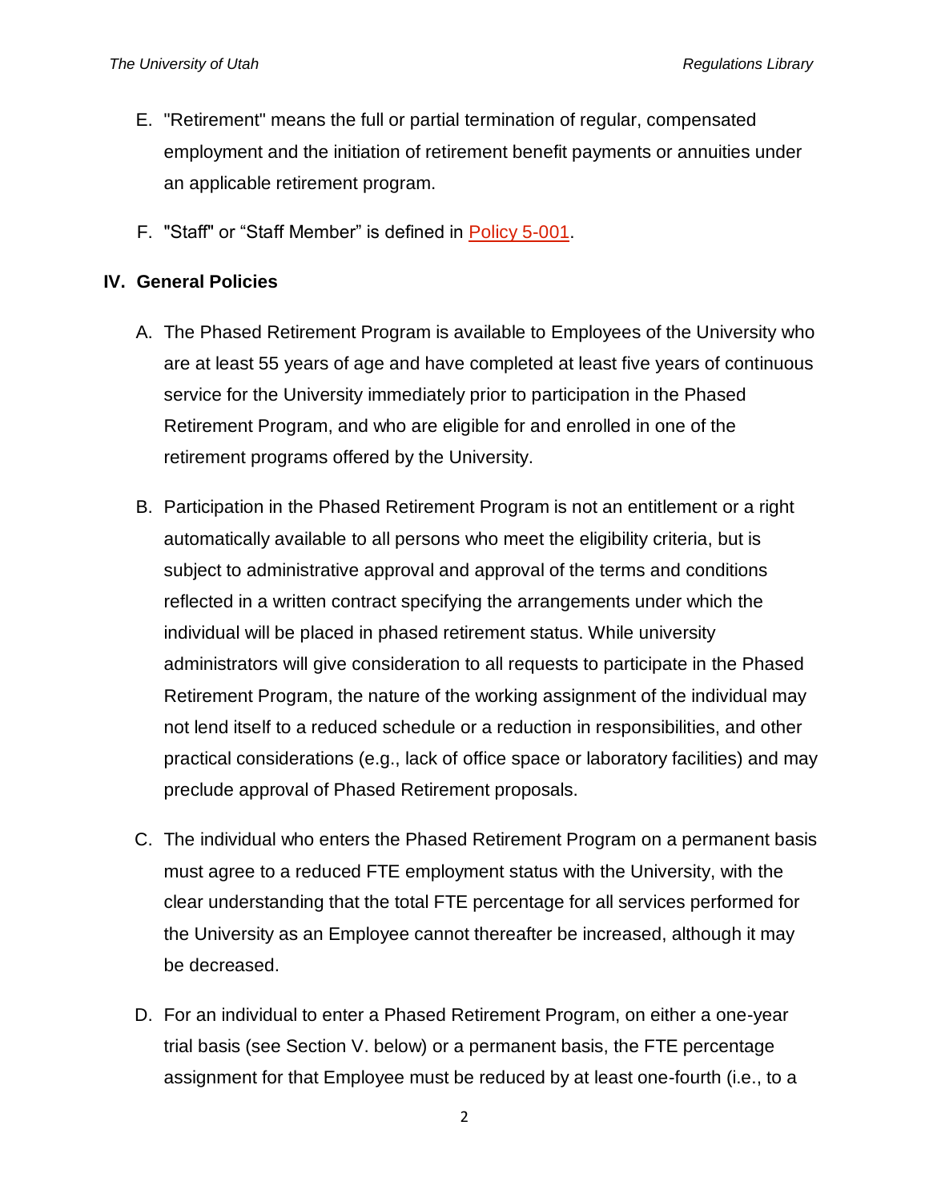E. "Retirement" means the full or partial termination of regular, compensated employment and the initiation of retirement benefit payments or annuities under an applicable retirement program.

F. "Staff" or "Staff Member" is defined in Policy 5-001.

## IV. General Policies

A. The Phased Retirement Program is available to Employees of the University who are at least 55 years of age and have completed at least five years of continuous service for the University immediately prior to participation in the Phased Retirement Program, and who are eligible for and enrolled in one of the retirement programs offered by the University.

B. Participation in the Phased Retirement Program is not an entitlement or a right automatically available to all persons who meet the eligibility criteria, but is subject to administrative approval and approval of the terms and conditions reflected in a written contract specifying the arrangements under which the individual will be placed in phased retirement status. While university administrators will give consideration to all requests to participate in the Phased Retirement Program, the nature of the working assignment of the individual may not lend itself to a reduced schedule or a reduction in responsibilities, and other practical considerations (e.g., lack of office space or laboratory facilities) and may preclude approval of Phased Retirement proposals.

C. The individual who enters the Phased Retirement Program on a permanent basis must agree to a reduced FTE employment status with the University, with the clear understanding that the total FTE percentage for all services performed for the University as an Employee cannot thereafter be increased, although it may be decreased.

D. For an individual to enter a Phased Retirement Program, on either a one-year trial basis (see Section V. below) or a permanent basis, the FTE percentage assignment for that Employee must be reduced by at least one-fourth (i.e., to a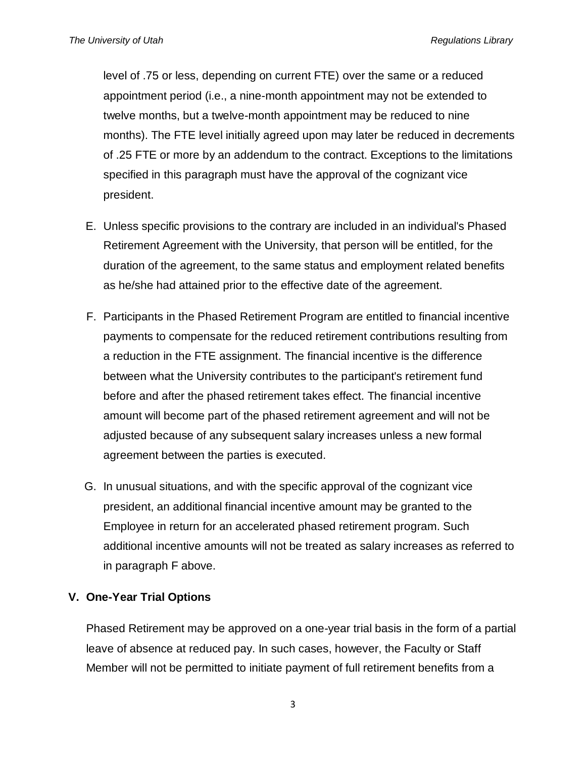level of .75 or less, depending on current FTE) over the same or a reduced appointment period (i.e., a nine-month appointment may not be extended to twelve months, but a twelve-month appointment may be reduced to nine months). The FTE level initially agreed upon may later be reduced in decrements of .25 FTE or more by an addendum to the contract. Exceptions to the limitations specified in this paragraph must have the approval of the cognizant vice president.

E. Unless specific provisions to the contrary are included in an individual's Phased Retirement Agreement with the University, that person will be entitled, for the duration of the agreement, to the same status and employment related benefits as he/she had attained prior to the effective date of the agreement.

F. Participants in the Phased Retirement Program are entitled to financial incentive payments to compensate for the reduced retirement contributions resulting from a reduction in the FTE assignment. The financial incentive is the difference between what the University contributes to the participant's retirement fund before and after the phased retirement takes effect. The financial incentive amount will become part of the phased retirement agreement and will not be adjusted because of any subsequent salary increases unless a new formal agreement between the parties is executed.

G. In unusual situations, and with the specific approval of the cognizant vice president, an additional financial incentive amount may be granted to the Employee in return for an accelerated phased retirement program. Such additional incentive amounts will not be treated as salary increases as referred to in paragraph F above.

## V. One-Year Trial Options

Phased Retirement may be approved on a one-year trial basis in the form of a partial leave of absence at reduced pay. In such cases, however, the Faculty or Staff Member will not be permitted to initiate payment of full retirement benefits from a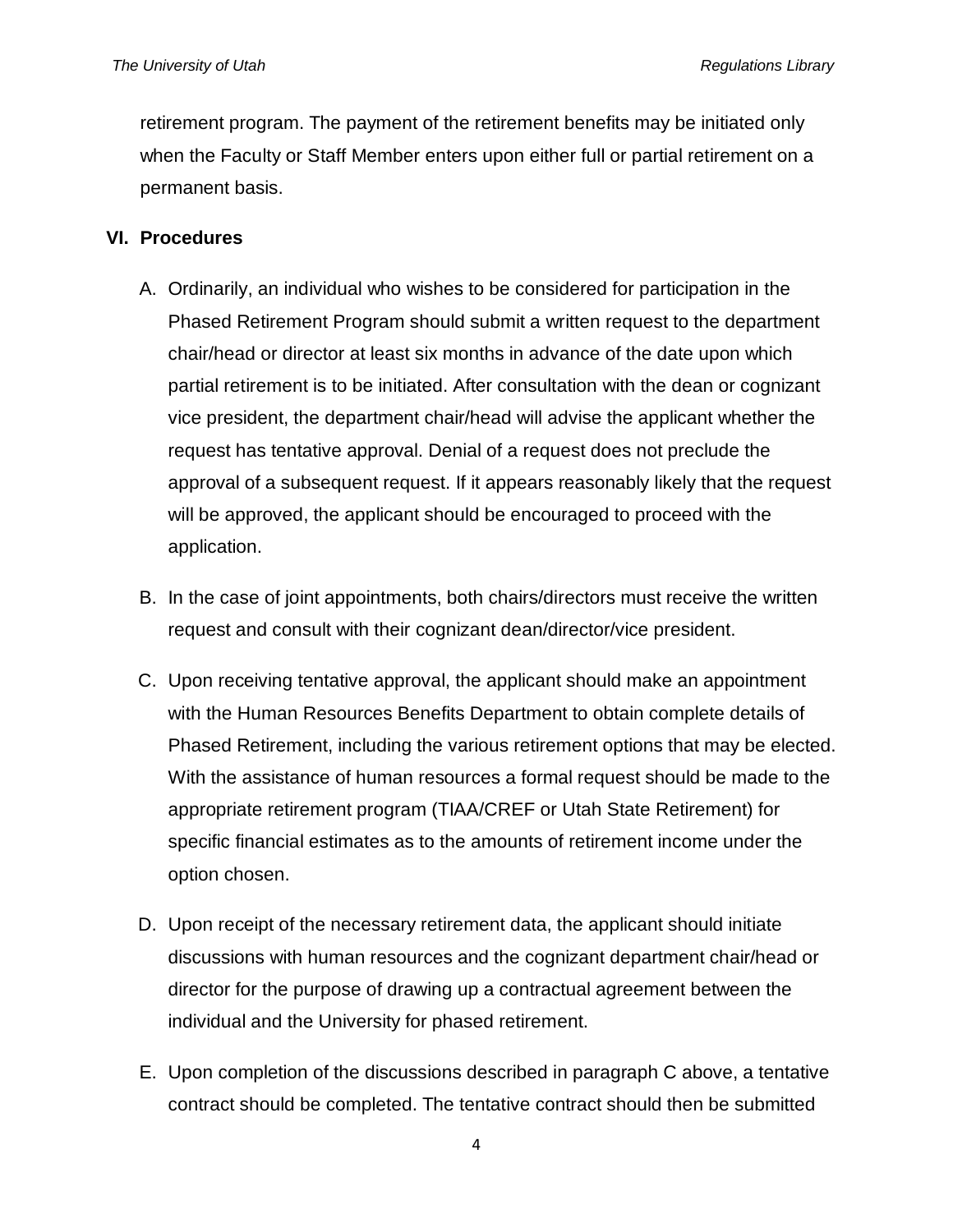retirement program. The payment of the retirement benefits may be initiated only when the Faculty or Staff Member enters upon either full or partial retirement on a permanent basis.

## VI. Procedures

A. Ordinarily, an individual who wishes to be considered for participation in the Phased Retirement Program should submit a written request to the department chair/head or director at least six months in advance of the date upon which partial retirement is to be initiated. After consultation with the dean or cognizant vice president, the department chair/head will advise the applicant whether the request has tentative approval. Denial of a request does not preclude the approval of a subsequent request. If it appears reasonably likely that the request will be approved, the applicant should be encouraged to proceed with the application.

B. In the case of joint appointments, both chairs/directors must receive the written request and consult with their cognizant dean/director/vice president.

C. Upon receiving tentative approval, the applicant should make an appointment with the Human Resources Benefits Department to obtain complete details of Phased Retirement, including the various retirement options that may be elected. With the assistance of human resources a formal request should be made to the appropriate retirement program (TIAA/CREF or Utah State Retirement) for specific financial estimates as to the amounts of retirement income under the option chosen.

D. Upon receipt of the necessary retirement data, the applicant should initiate discussions with human resources and the cognizant department chair/head or director for the purpose of drawing up a contractual agreement between the individual and the University for phased retirement.

E. Upon completion of the discussions described in paragraph C above, a tentative contract should be completed. The tentative contract should then be submitted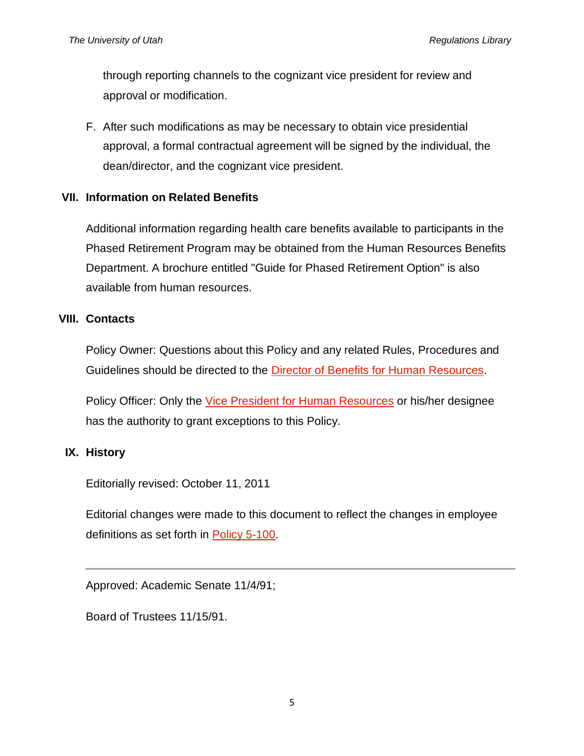through reporting channels to the cognizant vice president for review and approval or modification.

F. After such modifications as may be necessary to obtain vice presidential approval, a formal contractual agreement will be signed by the individual, the dean/director, and the cognizant vice president.

## VII. Information on Related Benefits

Additional information regarding health care benefits available to participants in the Phased Retirement Program may be obtained from the Human Resources Benefits Department. A brochure entitled "Guide for Phased Retirement Option" is also available from human resources.

## VIII. Contacts

Policy Owner: Questions about this Policy and any related Rules, Procedures and Guidelines should be directed to the Director of Benefits for Human Resources.

Policy Officer: Only the Vice President for Human Resources or his/her designee has the authority to grant exceptions to this Policy.

## IX. History

Editorially revised: October 11, 2011

Editorial changes were made to this document to reflect the changes in employee definitions as set forth in Policy 5-100.

---

Approved: Academic Senate 11/4/91;

Board of Trustees 11/15/91.